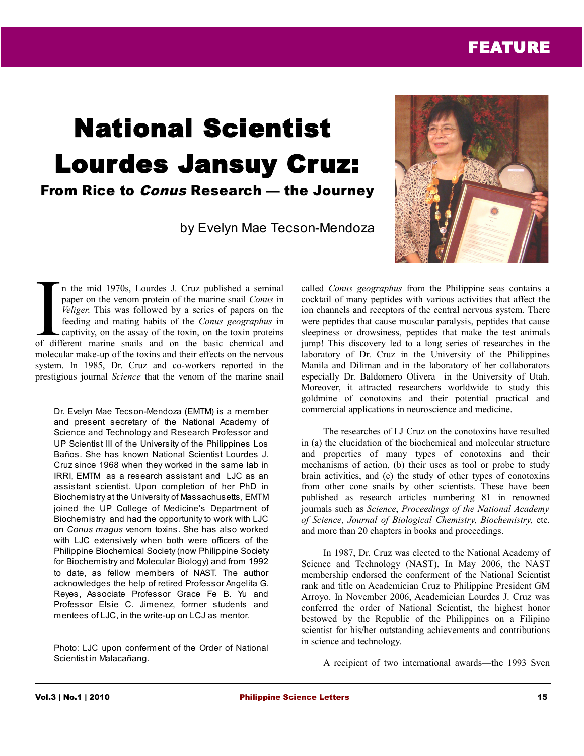FEATURE

# National Scientist Lourdes Jansuy Cruz:

## From Rice to *Conus* Research — the Journey

by Evelyn Mae Tecson-Mendoza

In the mid 1970s, Lourdes J. Cruz published a seminal paper on the venom protein of the marine snail *Conus* in *Veliger*. This was followed by a series of papers on the feeding and mating habits of the *Conus geographus* in captivity, on the assay of the toxin, on the toxin proteins of different marine snails and on the basic chemical and molecular make-up of the toxins and their effects on the nervous system. In 1985, Dr. Cruz and co-workers reported in the prestigious journal *Science* that the venom of the marine snail called *Conus geographus* from the Philippine seas contains a cocktail of many peptides with various activities that affect the ion channels and receptors of the central nervous system. There were peptides that cause muscular paralysis, peptides that cause sleepiness or drowsiness, peptides that make the test animals jump! This discovery led to a long series of researches in the laboratory of Dr. Cruz in the University of the Philippines Manila and Diliman and in the laboratory of her collaborators especially Dr. Baldomero Olivera in the University of Utah. Moreover, it attracted researchers worldwide to study this goldmine of conotoxins and their potential practical and commercial applications in neuroscience and medicine.

The researches of LJ Cruz on the conotoxins have resulted in (a) the elucidation of the biochemical and molecular structure and properties of many types of conotoxins and their mechanisms of action, (b) their uses as tool or probe to study brain activities, and (c) the study of other types of conotoxins from other cone snails by other scientists. These have been published as research articles numbering 81 in renowned journals such as *Science*, *Proceedings of the National Academy of Science*, *Journal of Biological Chemistry*, *Biochemistry*, etc. and more than 20 chapters in books and proceedings.

In 1987, Dr. Cruz was elected to the National Academy of Science and Technology (NAST). In May 2006, the NAST membership endorsed the conferment of the National Scientist rank and title on Academician Cruz to Philippine President GM Arroyo. In November 2006, Academician Lourdes J. Cruz was conferred the order of National Scientist, the highest honor bestowed by the Republic of the Philippines on a Filipino scientist for his/her outstanding achievements and contributions in science and technology.

A recipient of two international awards—the 1993 Sven

---

Dr. Evelyn Mae Tecson-Mendoza (EMTM) is a member and present secretary of the National Academy of Science and Technology and Research Professor and UP Scientist III of the University of the Philippines Los Baños. She has known National Scientist Lourdes J. Cruz since 1968 when they worked in the same lab in IRRI, EMTM as a research assistant and LJC as an assistant scientist. Upon completion of her PhD in Biochemistry at the University of Massachusetts, EMTM joined the UP College of Medicine's Department of Biochemistry and had the opportunity to work with LJC on *Conus magus* venom toxins. She has also worked with LJC extensively when both were officers of the Philippine Biochemical Society (now Philippine Society for Biochemistry and Molecular Biology) and from 1992 to date, as fellow members of NAST. The author acknowledges the help of retired Professor Angelita G. Reyes, Associate Professor Grace Fe B. Yu and Professor Elsie C. Jimenez, former students and mentees of LJC, in the write-up on LCJ as mentor.

Photo: LJC upon conferment of the Order of National Scientist in Malacañang.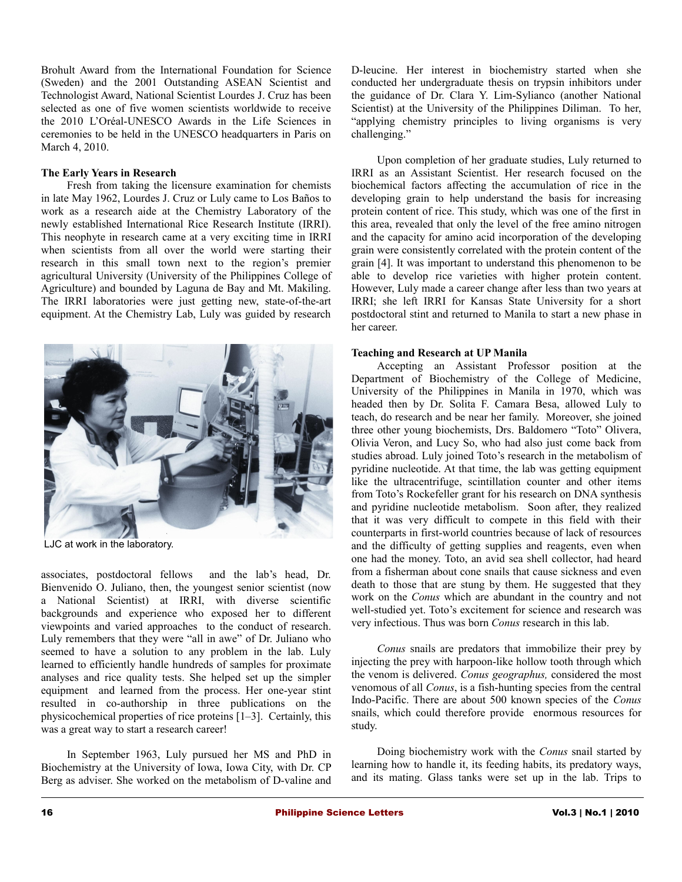Brohult Award from the International Foundation for Science (Sweden) and the 2001 Outstanding ASEAN Scientist and Technologist Award, National Scientist Lourdes J. Cruz has been selected as one of five women scientists worldwide to receive the 2010 L'Oréal-UNESCO Awards in the Life Sciences in ceremonies to be held in the UNESCO headquarters in Paris on March 4, 2010.

**The Early Years in Research**

Fresh from taking the licensure examination for chemists in late May 1962, Lourdes J. Cruz or Luly came to Los Baños to work as a research aide at the Chemistry Laboratory of the newly established International Rice Research Institute (IRRI). This neophyte in research came at a very exciting time in IRRI when scientists from all over the world were starting their research in this small town next to the region's premier agricultural University (University of the Philippines College of Agriculture) and bounded by Laguna de Bay and Mt. Makiling. The IRRI laboratories were just getting new, state-of-the-art equipment. At the Chemistry Lab, Luly was guided by research associates, postdoctoral fellows and the lab's head, Dr. Bienvenido O. Juliano, then, the youngest senior scientist (now a National Scientist) at IRRI, with diverse scientific backgrounds and experience who exposed her to different viewpoints and varied approaches to the conduct of research. Luly remembers that they were "all in awe" of Dr. Juliano who seemed to have a solution to any problem in the lab. Luly learned to efficiently handle hundreds of samples for proximate analyses and rice quality tests. She helped set up the simpler equipment and learned from the process. Her one-year stint resulted in co-authorship in three publications on the physicochemical properties of rice proteins [1–3]. Certainly, this was a great way to start a research career!

LJC at work in the laboratory.

In September 1963, Luly pursued her MS and PhD in Biochemistry at the University of Iowa, Iowa City, with Dr. CP Berg as adviser. She worked on the metabolism of D-valine and D-leucine. Her interest in biochemistry started when she conducted her undergraduate thesis on trypsin inhibitors under the guidance of Dr. Clara Y. Lim-Sylianco (another National Scientist) at the University of the Philippines Diliman. To her, "applying chemistry principles to living organisms is very challenging."

Upon completion of her graduate studies, Luly returned to IRRI as an Assistant Scientist. Her research focused on the biochemical factors affecting the accumulation of rice in the developing grain to help understand the basis for increasing protein content of rice. This study, which was one of the first in this area, revealed that only the level of the free amino nitrogen and the capacity for amino acid incorporation of the developing grain were consistently correlated with the protein content of the grain [4]. It was important to understand this phenomenon to be able to develop rice varieties with higher protein content. However, Luly made a career change after less than two years at IRRI; she left IRRI for Kansas State University for a short postdoctoral stint and returned to Manila to start a new phase in her career.

**Teaching and Research at UP Manila**

Accepting an Assistant Professor position at the Department of Biochemistry of the College of Medicine, University of the Philippines in Manila in 1970, which was headed then by Dr. Solita F. Camara Besa, allowed Luly to teach, do research and be near her family. Moreover, she joined three other young biochemists, Drs. Baldomero "Toto" Olivera, Olivia Veron, and Lucy So, who had also just come back from studies abroad. Luly joined Toto's research in the metabolism of pyridine nucleotide. At that time, the lab was getting equipment like the ultracentrifuge, scintillation counter and other items from Toto's Rockefeller grant for his research on DNA synthesis and pyridine nucleotide metabolism. Soon after, they realized that it was very difficult to compete in this field with their counterparts in first-world countries because of lack of resources and the difficulty of getting supplies and reagents, even when one had the money. Toto, an avid sea shell collector, had heard from a fisherman about cone snails that cause sickness and even death to those that are stung by them. He suggested that they work on the *Conus* which are abundant in the country and not well-studied yet. Toto's excitement for science and research was very infectious. Thus was born *Conus* research in this lab.

*Conus* snails are predators that immobilize their prey by injecting the prey with harpoon-like hollow tooth through which the venom is delivered. *Conus geographus,* considered the most venomous of all *Conus*, is a fish-hunting species from the central Indo-Pacific. There are about 500 known species of the *Conus* snails, which could therefore provide enormous resources for study.

Doing biochemistry work with the *Conus* snail started by learning how to handle it, its feeding habits, its predatory ways, and its mating. Glass tanks were set up in the lab. Trips to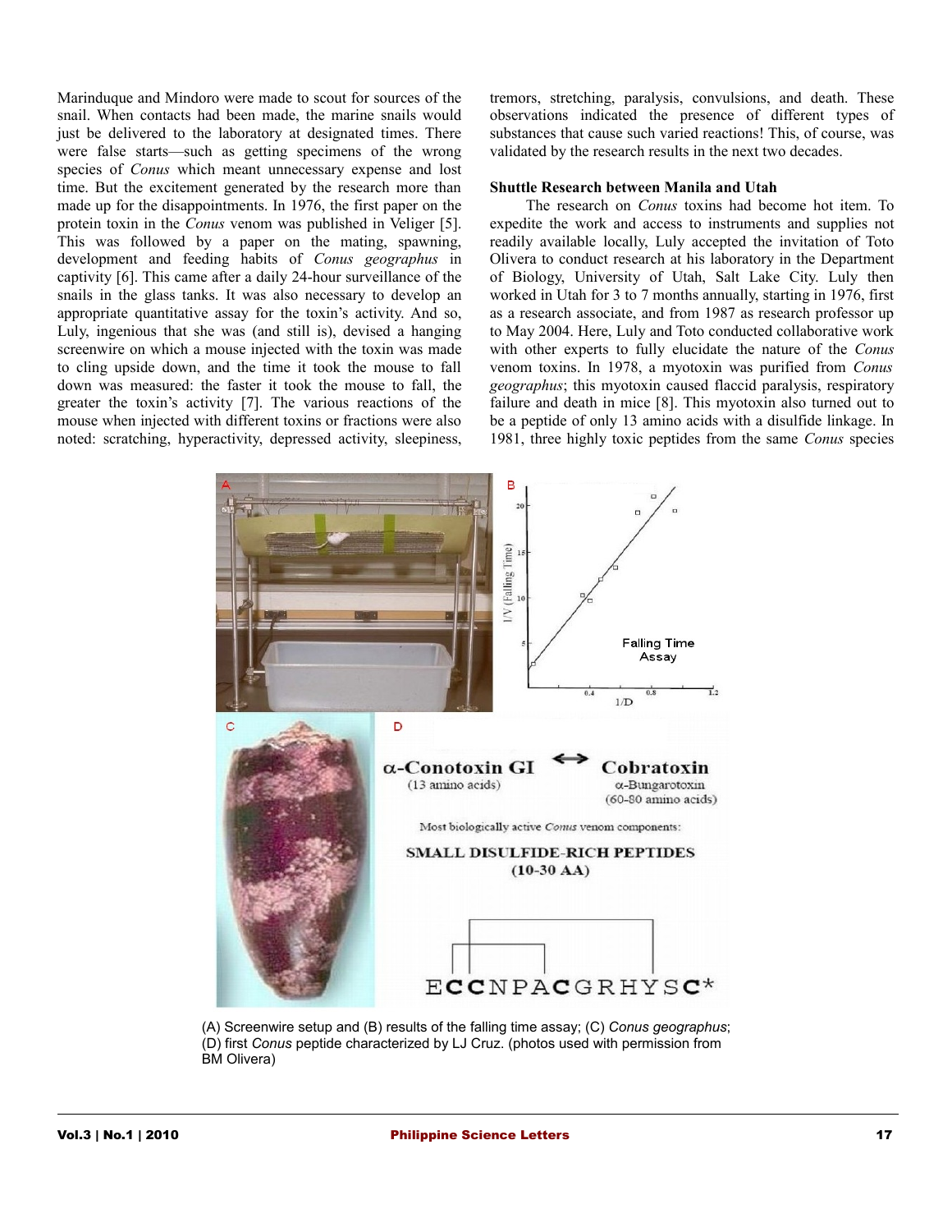Marinduque and Mindoro were made to scout for sources of the snail. When contacts had been made, the marine snails would just be delivered to the laboratory at designated times. There were false starts—such as getting specimens of the wrong species of *Conus* which meant unnecessary expense and lost time. But the excitement generated by the research more than made up for the disappointments. In 1976, the first paper on the protein toxin in the *Conus* venom was published in Veliger [5]. This was followed by a paper on the mating, spawning, development and feeding habits of *Conus geographus* in captivity [6]. This came after a daily 24-hour surveillance of the snails in the glass tanks. It was also necessary to develop an appropriate quantitative assay for the toxin's activity. And so, Luly, ingenious that she was (and still is), devised a hanging screenwire on which a mouse injected with the toxin was made to cling upside down, and the time it took the mouse to fall down was measured: the faster it took the mouse to fall, the greater the toxin's activity [7]. The various reactions of the mouse when injected with different toxins or fractions were also noted: scratching, hyperactivity, depressed activity, sleepiness, tremors, stretching, paralysis, convulsions, and death. These observations indicated the presence of different types of substances that cause such varied reactions! This, of course, was validated by the research results in the next two decades.

**Shuttle Research between Manila and Utah**

The research on *Conus* toxins had become hot item. To expedite the work and access to instruments and supplies not readily available locally, Luly accepted the invitation of Toto Olivera to conduct research at his laboratory in the Department of Biology, University of Utah, Salt Lake City. Luly then worked in Utah for 3 to 7 months annually, starting in 1976, first as a research associate, and from 1987 as research professor up to May 2004. Here, Luly and Toto conducted collaborative work with other experts to fully elucidate the nature of the *Conus* venom toxins. In 1978, a myotoxin was purified from *Conus geographus*; this myotoxin caused flaccid paralysis, respiratory failure and death in mice [8]. This myotoxin also turned out to be a peptide of only 13 amino acids with a disulfide linkage. In 1981, three highly toxic peptides from the same *Conus* species

(A) Screenwire setup and (B) results of the falling time assay; (C) *Conus geographus*; (D) first *Conus* peptide characterized by LJ Cruz. (photos used with permission from BM Olivera)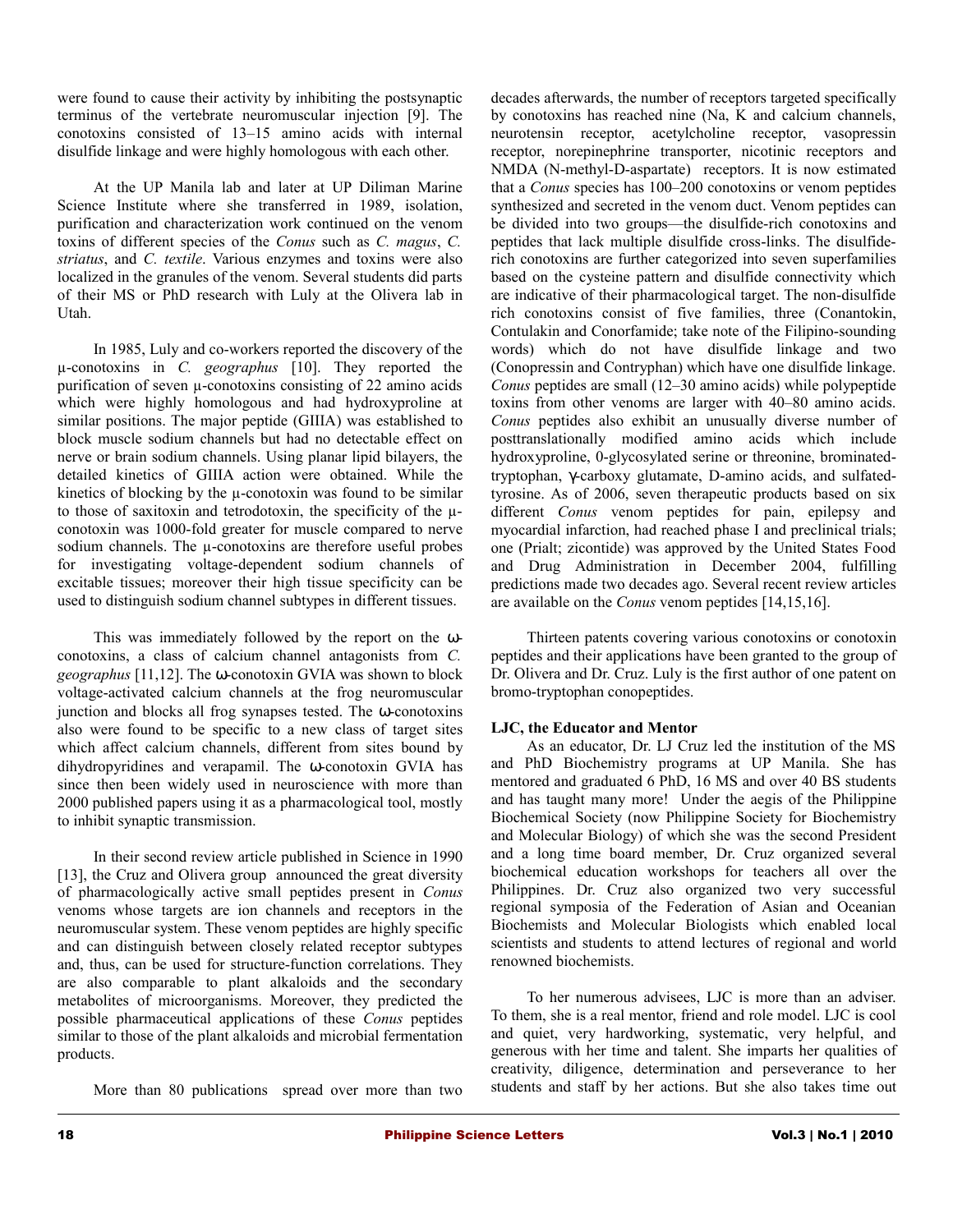were found to cause their activity by inhibiting the postsynaptic terminus of the vertebrate neuromuscular injection [9]. The conotoxins consisted of 13–15 amino acids with internal disulfide linkage and were highly homologous with each other.

At the UP Manila lab and later at UP Diliman Marine Science Institute where she transferred in 1989, isolation, purification and characterization work continued on the venom toxins of different species of the *Conus* such as *C. magus*, *C. striatus*, and *C. textile*. Various enzymes and toxins were also localized in the granules of the venom. Several students did parts of their MS or PhD research with Luly at the Olivera lab in Utah.

In 1985, Luly and co-workers reported the discovery of the μ-conotoxins in *C. geographus* [10]. They reported the purification of seven μ-conotoxins consisting of 22 amino acids which were highly homologous and had hydroxyproline at similar positions. The major peptide (GIIIA) was established to block muscle sodium channels but had no detectable effect on nerve or brain sodium channels. Using planar lipid bilayers, the detailed kinetics of GIIIA action were obtained. While the kinetics of blocking by the μ-conotoxin was found to be similar to those of saxitoxin and tetrodotoxin, the specificity of the μ-conotoxin was 1000-fold greater for muscle compared to nerve sodium channels. The μ-conotoxins are therefore useful probes for investigating voltage-dependent sodium channels of excitable tissues; moreover their high tissue specificity can be used to distinguish sodium channel subtypes in different tissues.

This was immediately followed by the report on the ω-conotoxins, a class of calcium channel antagonists from *C. geographus* [11,12]. The ω-conotoxin GVIA was shown to block voltage-activated calcium channels at the frog neuromuscular junction and blocks all frog synapses tested. The ω-conotoxins also were found to be specific to a new class of target sites which affect calcium channels, different from sites bound by dihydropyridines and verapamil. The ω-conotoxin GVIA has since then been widely used in neuroscience with more than 2000 published papers using it as a pharmacological tool, mostly to inhibit synaptic transmission.

In their second review article published in Science in 1990 [13], the Cruz and Olivera group announced the great diversity of pharmacologically active small peptides present in *Conus* venoms whose targets are ion channels and receptors in the neuromuscular system. These venom peptides are highly specific and can distinguish between closely related receptor subtypes and, thus, can be used for structure-function correlations. They are also comparable to plant alkaloids and the secondary metabolites of microorganisms. Moreover, they predicted the possible pharmaceutical applications of these *Conus* peptides similar to those of the plant alkaloids and microbial fermentation products.

More than 80 publications spread over more than two decades afterwards, the number of receptors targeted specifically by conotoxins has reached nine (Na, K and calcium channels, neurotensin receptor, acetylcholine receptor, vasopressin receptor, norepinephrine transporter, nicotinic receptors and NMDA (N-methyl-D-aspartate) receptors. It is now estimated that a *Conus* species has 100–200 conotoxins or venom peptides synthesized and secreted in the venom duct. Venom peptides can be divided into two groups—the disulfide-rich conotoxins and peptides that lack multiple disulfide cross-links. The disulfide-rich conotoxins are further categorized into seven superfamilies based on the cysteine pattern and disulfide connectivity which are indicative of their pharmacological target. The non-disulfide rich conotoxins consist of five families, three (Conantokin, Contulakin and Conorfamide; take note of the Filipino-sounding words) which do not have disulfide linkage and two (Conopressin and Contryphan) which have one disulfide linkage. *Conus* peptides are small (12–30 amino acids) while polypeptide toxins from other venoms are larger with 40–80 amino acids. *Conus* peptides also exhibit an unusually diverse number of posttranslationally modified amino acids which include hydroxyproline, 0-glycosylated serine or threonine, brominated-tryptophan, γ-carboxy glutamate, D-amino acids, and sulfated-tyrosine. As of 2006, seven therapeutic products based on six different *Conus* venom peptides for pain, epilepsy and myocardial infarction, had reached phase I and preclinical trials; one (Prialt; zicontide) was approved by the United States Food and Drug Administration in December 2004, fulfilling predictions made two decades ago. Several recent review articles are available on the *Conus* venom peptides [14,15,16].

Thirteen patents covering various conotoxins or conotoxin peptides and their applications have been granted to the group of Dr. Olivera and Dr. Cruz. Luly is the first author of one patent on bromo-tryptophan conopeptides.

**LJC, the Educator and Mentor**

As an educator, Dr. LJ Cruz led the institution of the MS and PhD Biochemistry programs at UP Manila. She has mentored and graduated 6 PhD, 16 MS and over 40 BS students and has taught many more! Under the aegis of the Philippine Biochemical Society (now Philippine Society for Biochemistry and Molecular Biology) of which she was the second President and a long time board member, Dr. Cruz organized several biochemical education workshops for teachers all over the Philippines. Dr. Cruz also organized two very successful regional symposia of the Federation of Asian and Oceanian Biochemists and Molecular Biologists which enabled local scientists and students to attend lectures of regional and world renowned biochemists.

To her numerous advisees, LJC is more than an adviser. To them, she is a real mentor, friend and role model. LJC is cool and quiet, very hardworking, systematic, very helpful, and generous with her time and talent. She imparts her qualities of creativity, diligence, determination and perseverance to her students and staff by her actions. But she also takes time out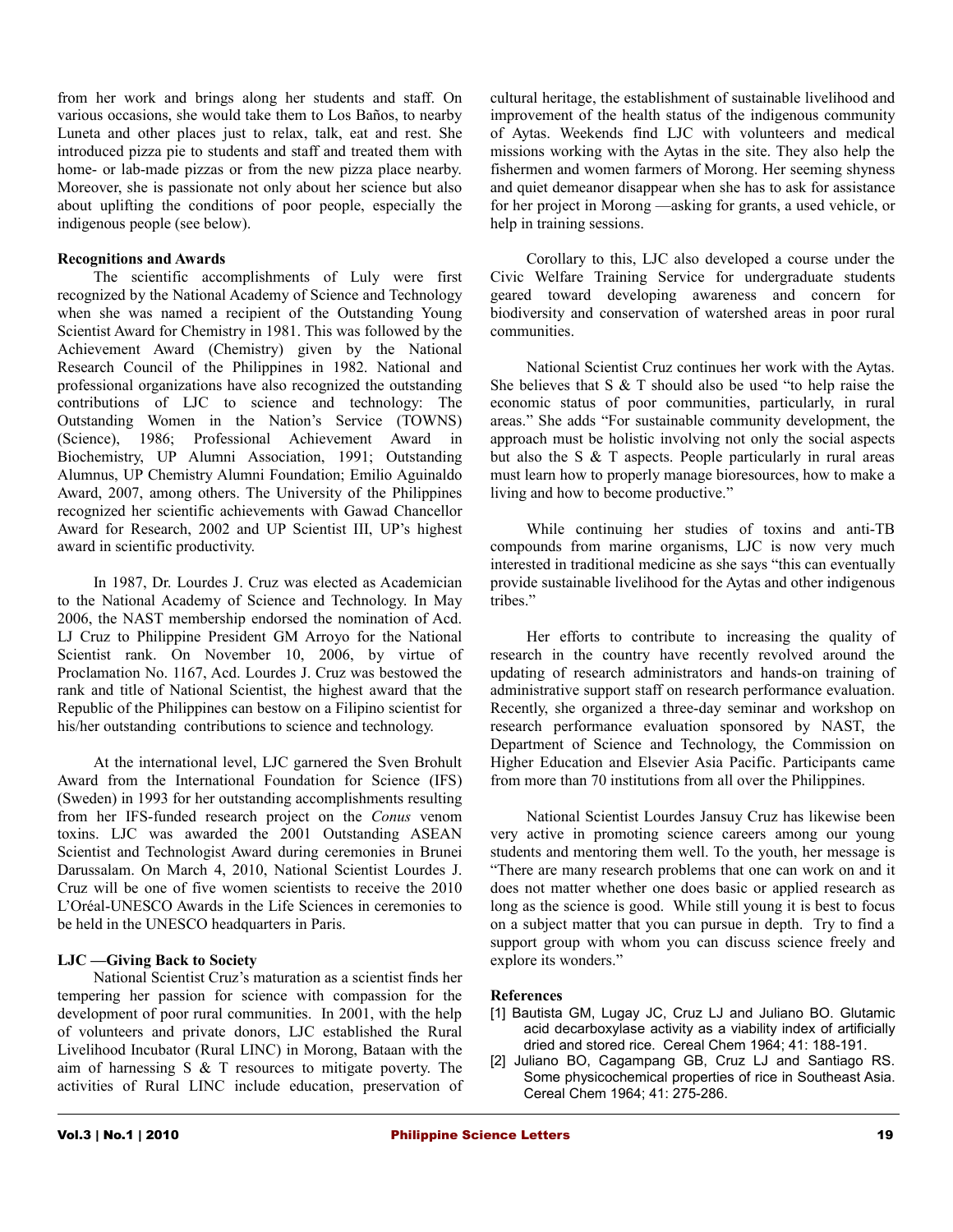from her work and brings along her students and staff. On various occasions, she would take them to Los Baños, to nearby Luneta and other places just to relax, talk, eat and rest. She introduced pizza pie to students and staff and treated them with home- or lab-made pizzas or from the new pizza place nearby. Moreover, she is passionate not only about her science but also about uplifting the conditions of poor people, especially the indigenous people (see below).

**Recognitions and Awards**

The scientific accomplishments of Luly were first recognized by the National Academy of Science and Technology when she was named a recipient of the Outstanding Young Scientist Award for Chemistry in 1981. This was followed by the Achievement Award (Chemistry) given by the National Research Council of the Philippines in 1982. National and professional organizations have also recognized the outstanding contributions of LJC to science and technology: The Outstanding Women in the Nation's Service (TOWNS) (Science), 1986; Professional Achievement Award in Biochemistry, UP Alumni Association, 1991; Outstanding Alumnus, UP Chemistry Alumni Foundation; Emilio Aguinaldo Award, 2007, among others. The University of the Philippines recognized her scientific achievements with Gawad Chancellor Award for Research, 2002 and UP Scientist III, UP's highest award in scientific productivity.

In 1987, Dr. Lourdes J. Cruz was elected as Academician to the National Academy of Science and Technology. In May 2006, the NAST membership endorsed the nomination of Acd. LJ Cruz to Philippine President GM Arroyo for the National Scientist rank. On November 10, 2006, by virtue of Proclamation No. 1167, Acd. Lourdes J. Cruz was bestowed the rank and title of National Scientist, the highest award that the Republic of the Philippines can bestow on a Filipino scientist for his/her outstanding contributions to science and technology.

At the international level, LJC garnered the Sven Brohult Award from the International Foundation for Science (IFS) (Sweden) in 1993 for her outstanding accomplishments resulting from her IFS-funded research project on the *Conus* venom toxins. LJC was awarded the 2001 Outstanding ASEAN Scientist and Technologist Award during ceremonies in Brunei Darussalam. On March 4, 2010, National Scientist Lourdes J. Cruz will be one of five women scientists to receive the 2010 L'Oréal-UNESCO Awards in the Life Sciences in ceremonies to be held in the UNESCO headquarters in Paris.

**LJC —Giving Back to Society**

National Scientist Cruz's maturation as a scientist finds her tempering her passion for science with compassion for the development of poor rural communities. In 2001, with the help of volunteers and private donors, LJC established the Rural Livelihood Incubator (Rural LINC) in Morong, Bataan with the aim of harnessing S & T resources to mitigate poverty. The activities of Rural LINC include education, preservation of cultural heritage, the establishment of sustainable livelihood and improvement of the health status of the indigenous community of Aytas. Weekends find LJC with volunteers and medical missions working with the Aytas in the site. They also help the fishermen and women farmers of Morong. Her seeming shyness and quiet demeanor disappear when she has to ask for assistance for her project in Morong —asking for grants, a used vehicle, or help in training sessions.

Corollary to this, LJC also developed a course under the Civic Welfare Training Service for undergraduate students geared toward developing awareness and concern for biodiversity and conservation of watershed areas in poor rural communities.

National Scientist Cruz continues her work with the Aytas. She believes that S & T should also be used "to help raise the economic status of poor communities, particularly, in rural areas." She adds "For sustainable community development, the approach must be holistic involving not only the social aspects but also the S & T aspects. People particularly in rural areas must learn how to properly manage bioresources, how to make a living and how to become productive."

While continuing her studies of toxins and anti-TB compounds from marine organisms, LJC is now very much interested in traditional medicine as she says "this can eventually provide sustainable livelihood for the Aytas and other indigenous tribes."

Her efforts to contribute to increasing the quality of research in the country have recently revolved around the updating of research administrators and hands-on training of administrative support staff on research performance evaluation. Recently, she organized a three-day seminar and workshop on research performance evaluation sponsored by NAST, the Department of Science and Technology, the Commission on Higher Education and Elsevier Asia Pacific. Participants came from more than 70 institutions from all over the Philippines.

National Scientist Lourdes Jansuy Cruz has likewise been very active in promoting science careers among our young students and mentoring them well. To the youth, her message is "There are many research problems that one can work on and it does not matter whether one does basic or applied research as long as the science is good. While still young it is best to focus on a subject matter that you can pursue in depth. Try to find a support group with whom you can discuss science freely and explore its wonders."

**References**

[1] Bautista GM, Lugay JC, Cruz LJ and Juliano BO. Glutamic acid decarboxylase activity as a viability index of artificially dried and stored rice. Cereal Chem 1964; 41: 188-191.

[2] Juliano BO, Cagampang GB, Cruz LJ and Santiago RS. Some physicochemical properties of rice in Southeast Asia. Cereal Chem 1964; 41: 275-286.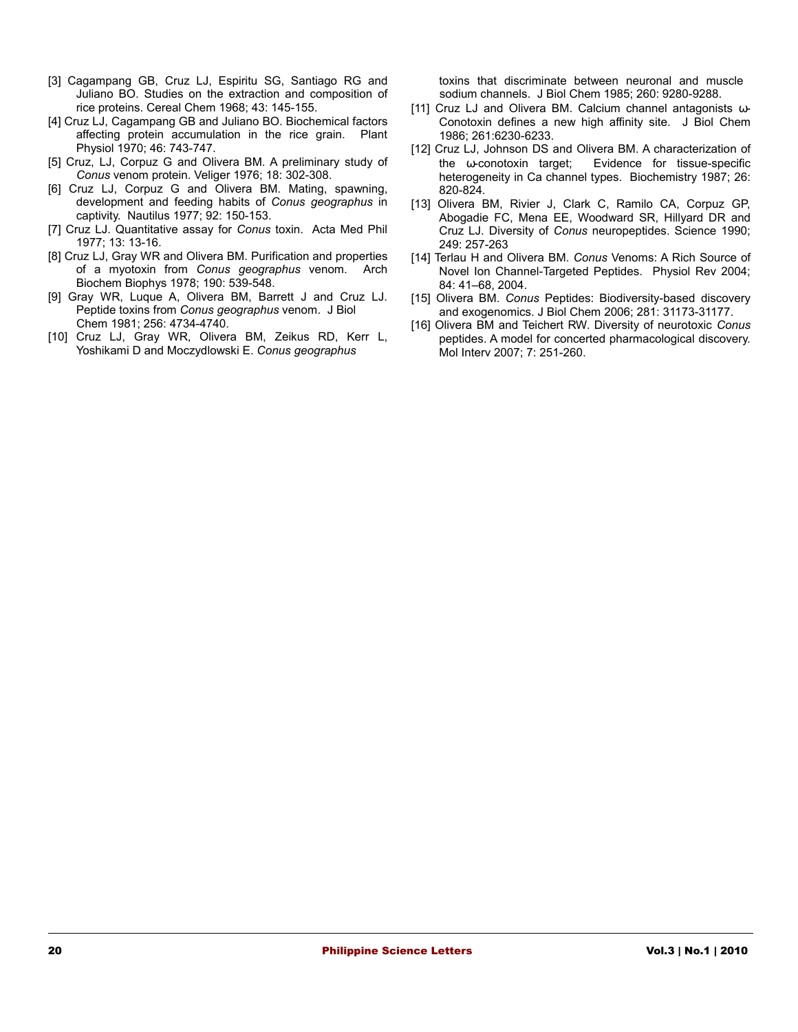[3] Cagampang GB, Cruz LJ, Espiritu SG, Santiago RG and Juliano BO. Studies on the extraction and composition of rice proteins. Cereal Chem 1968; 43: 145-155.

[4] Cruz LJ, Cagampang GB and Juliano BO. Biochemical factors affecting protein accumulation in the rice grain. Plant Physiol 1970; 46: 743-747.

[5] Cruz, LJ, Corpuz G and Olivera BM. A preliminary study of *Conus* venom protein. Veliger 1976; 18: 302-308.

[6] Cruz LJ, Corpuz G and Olivera BM. Mating, spawning, development and feeding habits of *Conus geographus* in captivity. Nautilus 1977; 92: 150-153.

[7] Cruz LJ. Quantitative assay for *Conus* toxin. Acta Med Phil 1977; 13: 13-16.

[8] Cruz LJ, Gray WR and Olivera BM. Purification and properties of a myotoxin from *Conus geographus* venom. Arch Biochem Biophys 1978; 190: 539-548.

[9] Gray WR, Luque A, Olivera BM, Barrett J and Cruz LJ. Peptide toxins from *Conus geographus* venom. J Biol Chem 1981; 256: 4734-4740.

[10] Cruz LJ, Gray WR, Olivera BM, Zeikus RD, Kerr L, Yoshikami D and Moczydlowski E. *Conus geographus* toxins that discriminate between neuronal and muscle sodium channels. J Biol Chem 1985; 260: 9280-9288.

[11] Cruz LJ and Olivera BM. Calcium channel antagonists ω-Conotoxin defines a new high affinity site. J Biol Chem 1986; 261:6230-6233.

[12] Cruz LJ, Johnson DS and Olivera BM. A characterization of the ω-conotoxin target; Evidence for tissue-specific heterogeneity in Ca channel types. Biochemistry 1987; 26: 820-824.

[13] Olivera BM, Rivier J, Clark C, Ramilo CA, Corpuz GP, Abogadie FC, Mena EE, Woodward SR, Hillyard DR and Cruz LJ. Diversity of *Conus* neuropeptides. Science 1990; 249: 257-263

[14] Terlau H and Olivera BM. *Conus* Venoms: A Rich Source of Novel Ion Channel-Targeted Peptides. Physiol Rev 2004; 84: 41–68, 2004.

[15] Olivera BM. *Conus* Peptides: Biodiversity-based discovery and exogenomics. J Biol Chem 2006; 281: 31173-31177.

[16] Olivera BM and Teichert RW. Diversity of neurotoxic *Conus* peptides. A model for concerted pharmacological discovery. Mol Interv 2007; 7: 251-260.